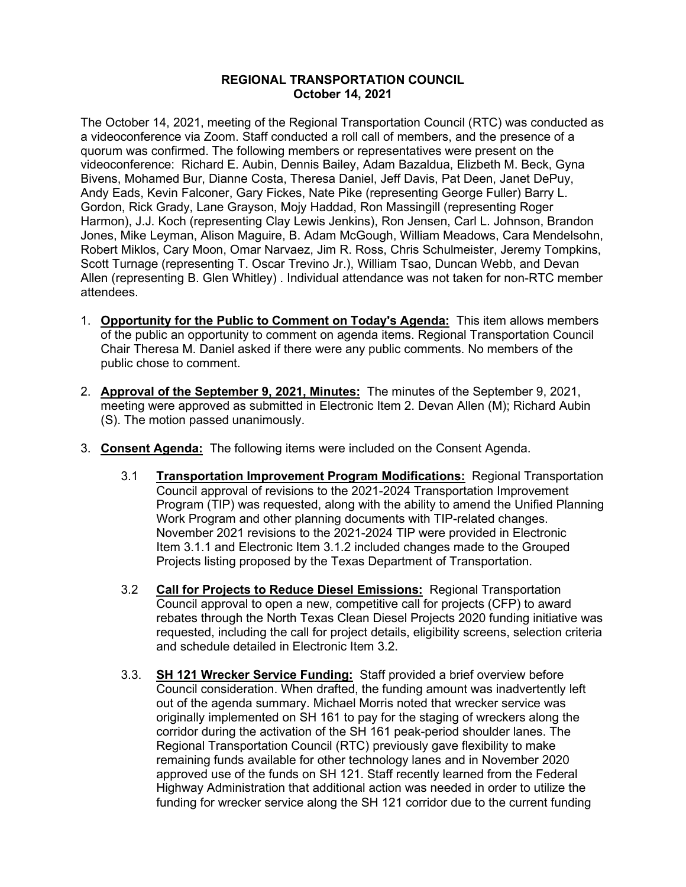**REGIONAL TRANSPORTATION COUNCIL**
**October 14, 2021**

The October 14, 2021, meeting of the Regional Transportation Council (RTC) was conducted as a videoconference via Zoom. Staff conducted a roll call of members, and the presence of a quorum was confirmed. The following members or representatives were present on the videoconference: Richard E. Aubin, Dennis Bailey, Adam Bazaldua, Elizbeth M. Beck, Gyna Bivens, Mohamed Bur, Dianne Costa, Theresa Daniel, Jeff Davis, Pat Deen, Janet DePuy, Andy Eads, Kevin Falconer, Gary Fickes, Nate Pike (representing George Fuller) Barry L. Gordon, Rick Grady, Lane Grayson, Mojy Haddad, Ron Massingill (representing Roger Harmon), J.J. Koch (representing Clay Lewis Jenkins), Ron Jensen, Carl L. Johnson, Brandon Jones, Mike Leyman, Alison Maguire, B. Adam McGough, William Meadows, Cara Mendelsohn, Robert Miklos, Cary Moon, Omar Narvaez, Jim R. Ross, Chris Schulmeister, Jeremy Tompkins, Scott Turnage (representing T. Oscar Trevino Jr.), William Tsao, Duncan Webb, and Devan Allen (representing B. Glen Whitley) . Individual attendance was not taken for non-RTC member attendees.

1. **Opportunity for the Public to Comment on Today's Agenda:** This item allows members of the public an opportunity to comment on agenda items. Regional Transportation Council Chair Theresa M. Daniel asked if there were any public comments. No members of the public chose to comment.

2. **Approval of the September 9, 2021, Minutes:** The minutes of the September 9, 2021, meeting were approved as submitted in Electronic Item 2. Devan Allen (M); Richard Aubin (S). The motion passed unanimously.

3. **Consent Agenda:** The following items were included on the Consent Agenda.

   3.1 **Transportation Improvement Program Modifications:** Regional Transportation Council approval of revisions to the 2021-2024 Transportation Improvement Program (TIP) was requested, along with the ability to amend the Unified Planning Work Program and other planning documents with TIP-related changes. November 2021 revisions to the 2021-2024 TIP were provided in Electronic Item 3.1.1 and Electronic Item 3.1.2 included changes made to the Grouped Projects listing proposed by the Texas Department of Transportation.

   3.2 **Call for Projects to Reduce Diesel Emissions:** Regional Transportation Council approval to open a new, competitive call for projects (CFP) to award rebates through the North Texas Clean Diesel Projects 2020 funding initiative was requested, including the call for project details, eligibility screens, selection criteria and schedule detailed in Electronic Item 3.2.

   3.3. **SH 121 Wrecker Service Funding:** Staff provided a brief overview before Council consideration. When drafted, the funding amount was inadvertently left out of the agenda summary. Michael Morris noted that wrecker service was originally implemented on SH 161 to pay for the staging of wreckers along the corridor during the activation of the SH 161 peak-period shoulder lanes. The Regional Transportation Council (RTC) previously gave flexibility to make remaining funds available for other technology lanes and in November 2020 approved use of the funds on SH 121. Staff recently learned from the Federal Highway Administration that additional action was needed in order to utilize the funding for wrecker service along the SH 121 corridor due to the current funding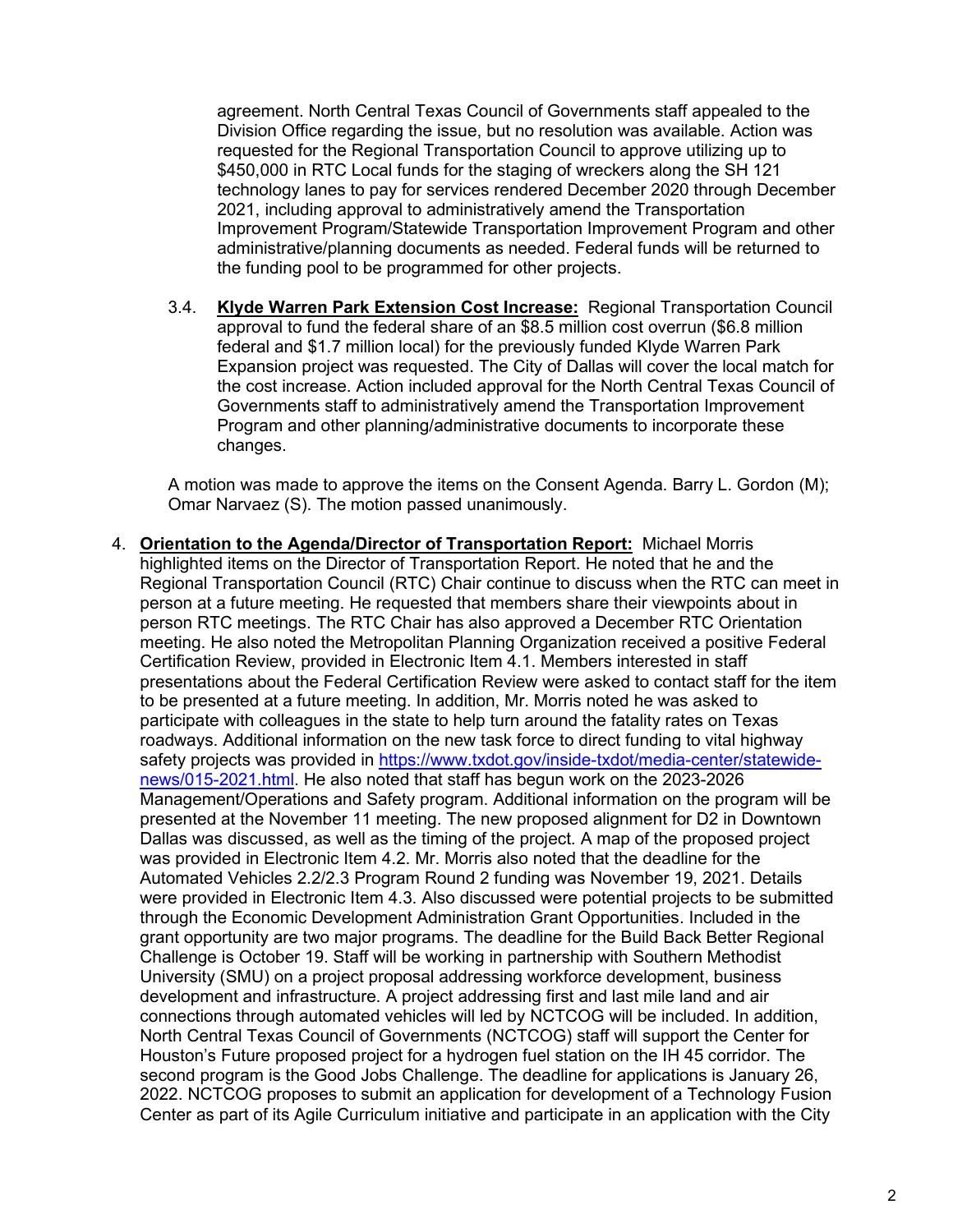agreement. North Central Texas Council of Governments staff appealed to the Division Office regarding the issue, but no resolution was available. Action was requested for the Regional Transportation Council to approve utilizing up to $450,000 in RTC Local funds for the staging of wreckers along the SH 121 technology lanes to pay for services rendered December 2020 through December 2021, including approval to administratively amend the Transportation Improvement Program/Statewide Transportation Improvement Program and other administrative/planning documents as needed. Federal funds will be returned to the funding pool to be programmed for other projects.

3.4. **Klyde Warren Park Extension Cost Increase:** Regional Transportation Council approval to fund the federal share of an $8.5 million cost overrun ($6.8 million federal and $1.7 million local) for the previously funded Klyde Warren Park Expansion project was requested. The City of Dallas will cover the local match for the cost increase. Action included approval for the North Central Texas Council of Governments staff to administratively amend the Transportation Improvement Program and other planning/administrative documents to incorporate these changes.

A motion was made to approve the items on the Consent Agenda. Barry L. Gordon (M); Omar Narvaez (S). The motion passed unanimously.

4. **Orientation to the Agenda/Director of Transportation Report:** Michael Morris highlighted items on the Director of Transportation Report. He noted that he and the Regional Transportation Council (RTC) Chair continue to discuss when the RTC can meet in person at a future meeting. He requested that members share their viewpoints about in person RTC meetings. The RTC Chair has also approved a December RTC Orientation meeting. He also noted the Metropolitan Planning Organization received a positive Federal Certification Review, provided in Electronic Item 4.1. Members interested in staff presentations about the Federal Certification Review were asked to contact staff for the item to be presented at a future meeting. In addition, Mr. Morris noted he was asked to participate with colleagues in the state to help turn around the fatality rates on Texas roadways. Additional information on the new task force to direct funding to vital highway safety projects was provided in https://www.txdot.gov/inside-txdot/media-center/statewide-news/015-2021.html. He also noted that staff has begun work on the 2023-2026 Management/Operations and Safety program. Additional information on the program will be presented at the November 11 meeting. The new proposed alignment for D2 in Downtown Dallas was discussed, as well as the timing of the project. A map of the proposed project was provided in Electronic Item 4.2. Mr. Morris also noted that the deadline for the Automated Vehicles 2.2/2.3 Program Round 2 funding was November 19, 2021. Details were provided in Electronic Item 4.3. Also discussed were potential projects to be submitted through the Economic Development Administration Grant Opportunities. Included in the grant opportunity are two major programs. The deadline for the Build Back Better Regional Challenge is October 19. Staff will be working in partnership with Southern Methodist University (SMU) on a project proposal addressing workforce development, business development and infrastructure. A project addressing first and last mile land and air connections through automated vehicles will led by NCTCOG will be included. In addition, North Central Texas Council of Governments (NCTCOG) staff will support the Center for Houston's Future proposed project for a hydrogen fuel station on the IH 45 corridor. The second program is the Good Jobs Challenge. The deadline for applications is January 26, 2022. NCTCOG proposes to submit an application for development of a Technology Fusion Center as part of its Agile Curriculum initiative and participate in an application with the City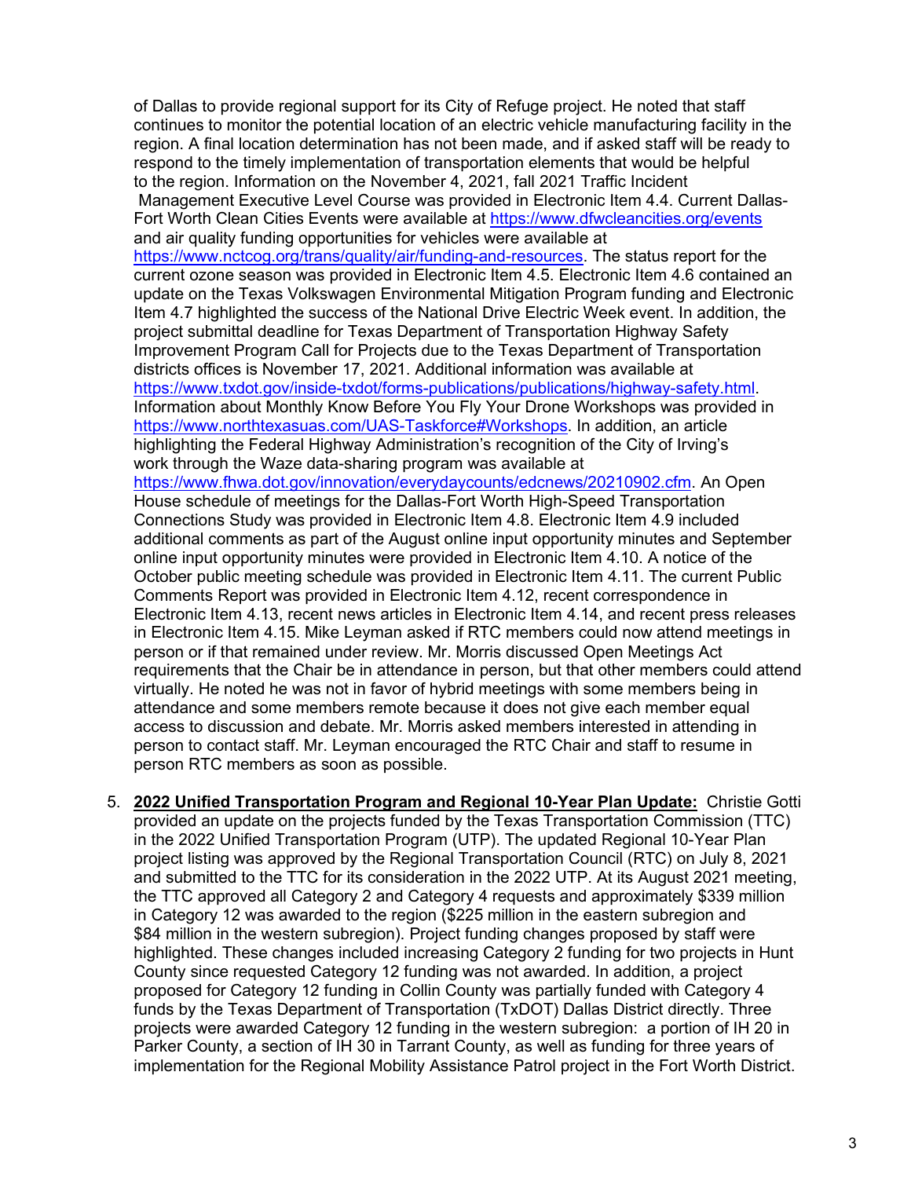of Dallas to provide regional support for its City of Refuge project. He noted that staff continues to monitor the potential location of an electric vehicle manufacturing facility in the region. A final location determination has not been made, and if asked staff will be ready to respond to the timely implementation of transportation elements that would be helpful to the region. Information on the November 4, 2021, fall 2021 Traffic Incident Management Executive Level Course was provided in Electronic Item 4.4. Current Dallas-Fort Worth Clean Cities Events were available at https://www.dfwcleancities.org/events and air quality funding opportunities for vehicles were available at https://www.nctcog.org/trans/quality/air/funding-and-resources. The status report for the current ozone season was provided in Electronic Item 4.5. Electronic Item 4.6 contained an update on the Texas Volkswagen Environmental Mitigation Program funding and Electronic Item 4.7 highlighted the success of the National Drive Electric Week event. In addition, the project submittal deadline for Texas Department of Transportation Highway Safety Improvement Program Call for Projects due to the Texas Department of Transportation districts offices is November 17, 2021. Additional information was available at https://www.txdot.gov/inside-txdot/forms-publications/publications/highway-safety.html. Information about Monthly Know Before You Fly Your Drone Workshops was provided in https://www.northtexasuas.com/UAS-Taskforce#Workshops. In addition, an article highlighting the Federal Highway Administration's recognition of the City of Irving's work through the Waze data-sharing program was available at https://www.fhwa.dot.gov/innovation/everydaycounts/edcnews/20210902.cfm. An Open House schedule of meetings for the Dallas-Fort Worth High-Speed Transportation Connections Study was provided in Electronic Item 4.8. Electronic Item 4.9 included additional comments as part of the August online input opportunity minutes and September online input opportunity minutes were provided in Electronic Item 4.10. A notice of the October public meeting schedule was provided in Electronic Item 4.11. The current Public Comments Report was provided in Electronic Item 4.12, recent correspondence in Electronic Item 4.13, recent news articles in Electronic Item 4.14, and recent press releases in Electronic Item 4.15. Mike Leyman asked if RTC members could now attend meetings in person or if that remained under review. Mr. Morris discussed Open Meetings Act requirements that the Chair be in attendance in person, but that other members could attend virtually. He noted he was not in favor of hybrid meetings with some members being in attendance and some members remote because it does not give each member equal access to discussion and debate. Mr. Morris asked members interested in attending in person to contact staff. Mr. Leyman encouraged the RTC Chair and staff to resume in person RTC members as soon as possible.

5. **2022 Unified Transportation Program and Regional 10-Year Plan Update:** Christie Gotti provided an update on the projects funded by the Texas Transportation Commission (TTC) in the 2022 Unified Transportation Program (UTP). The updated Regional 10-Year Plan project listing was approved by the Regional Transportation Council (RTC) on July 8, 2021 and submitted to the TTC for its consideration in the 2022 UTP. At its August 2021 meeting, the TTC approved all Category 2 and Category 4 requests and approximately $339 million in Category 12 was awarded to the region ($225 million in the eastern subregion and $84 million in the western subregion). Project funding changes proposed by staff were highlighted. These changes included increasing Category 2 funding for two projects in Hunt County since requested Category 12 funding was not awarded. In addition, a project proposed for Category 12 funding in Collin County was partially funded with Category 4 funds by the Texas Department of Transportation (TxDOT) Dallas District directly. Three projects were awarded Category 12 funding in the western subregion: a portion of IH 20 in Parker County, a section of IH 30 in Tarrant County, as well as funding for three years of implementation for the Regional Mobility Assistance Patrol project in the Fort Worth District.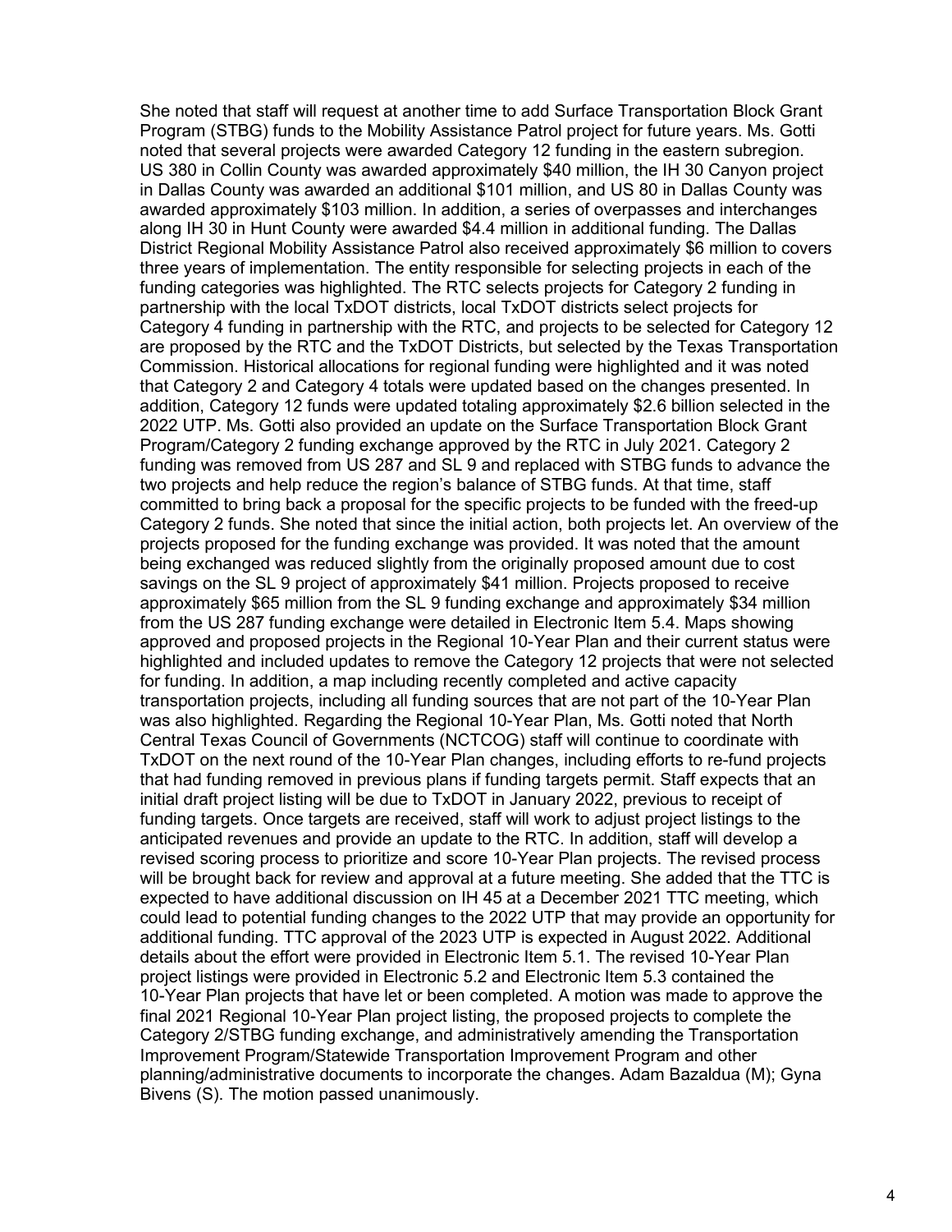She noted that staff will request at another time to add Surface Transportation Block Grant Program (STBG) funds to the Mobility Assistance Patrol project for future years. Ms. Gotti noted that several projects were awarded Category 12 funding in the eastern subregion. US 380 in Collin County was awarded approximately $40 million, the IH 30 Canyon project in Dallas County was awarded an additional $101 million, and US 80 in Dallas County was awarded approximately $103 million. In addition, a series of overpasses and interchanges along IH 30 in Hunt County were awarded $4.4 million in additional funding. The Dallas District Regional Mobility Assistance Patrol also received approximately $6 million to covers three years of implementation. The entity responsible for selecting projects in each of the funding categories was highlighted. The RTC selects projects for Category 2 funding in partnership with the local TxDOT districts, local TxDOT districts select projects for Category 4 funding in partnership with the RTC, and projects to be selected for Category 12 are proposed by the RTC and the TxDOT Districts, but selected by the Texas Transportation Commission. Historical allocations for regional funding were highlighted and it was noted that Category 2 and Category 4 totals were updated based on the changes presented. In addition, Category 12 funds were updated totaling approximately $2.6 billion selected in the 2022 UTP. Ms. Gotti also provided an update on the Surface Transportation Block Grant Program/Category 2 funding exchange approved by the RTC in July 2021. Category 2 funding was removed from US 287 and SL 9 and replaced with STBG funds to advance the two projects and help reduce the region's balance of STBG funds. At that time, staff committed to bring back a proposal for the specific projects to be funded with the freed-up Category 2 funds. She noted that since the initial action, both projects let. An overview of the projects proposed for the funding exchange was provided. It was noted that the amount being exchanged was reduced slightly from the originally proposed amount due to cost savings on the SL 9 project of approximately $41 million. Projects proposed to receive approximately $65 million from the SL 9 funding exchange and approximately $34 million from the US 287 funding exchange were detailed in Electronic Item 5.4. Maps showing approved and proposed projects in the Regional 10-Year Plan and their current status were highlighted and included updates to remove the Category 12 projects that were not selected for funding. In addition, a map including recently completed and active capacity transportation projects, including all funding sources that are not part of the 10-Year Plan was also highlighted. Regarding the Regional 10-Year Plan, Ms. Gotti noted that North Central Texas Council of Governments (NCTCOG) staff will continue to coordinate with TxDOT on the next round of the 10-Year Plan changes, including efforts to re-fund projects that had funding removed in previous plans if funding targets permit. Staff expects that an initial draft project listing will be due to TxDOT in January 2022, previous to receipt of funding targets. Once targets are received, staff will work to adjust project listings to the anticipated revenues and provide an update to the RTC. In addition, staff will develop a revised scoring process to prioritize and score 10-Year Plan projects. The revised process will be brought back for review and approval at a future meeting. She added that the TTC is expected to have additional discussion on IH 45 at a December 2021 TTC meeting, which could lead to potential funding changes to the 2022 UTP that may provide an opportunity for additional funding. TTC approval of the 2023 UTP is expected in August 2022. Additional details about the effort were provided in Electronic Item 5.1. The revised 10-Year Plan project listings were provided in Electronic 5.2 and Electronic Item 5.3 contained the 10-Year Plan projects that have let or been completed. A motion was made to approve the final 2021 Regional 10-Year Plan project listing, the proposed projects to complete the Category 2/STBG funding exchange, and administratively amending the Transportation Improvement Program/Statewide Transportation Improvement Program and other planning/administrative documents to incorporate the changes. Adam Bazaldua (M); Gyna Bivens (S). The motion passed unanimously.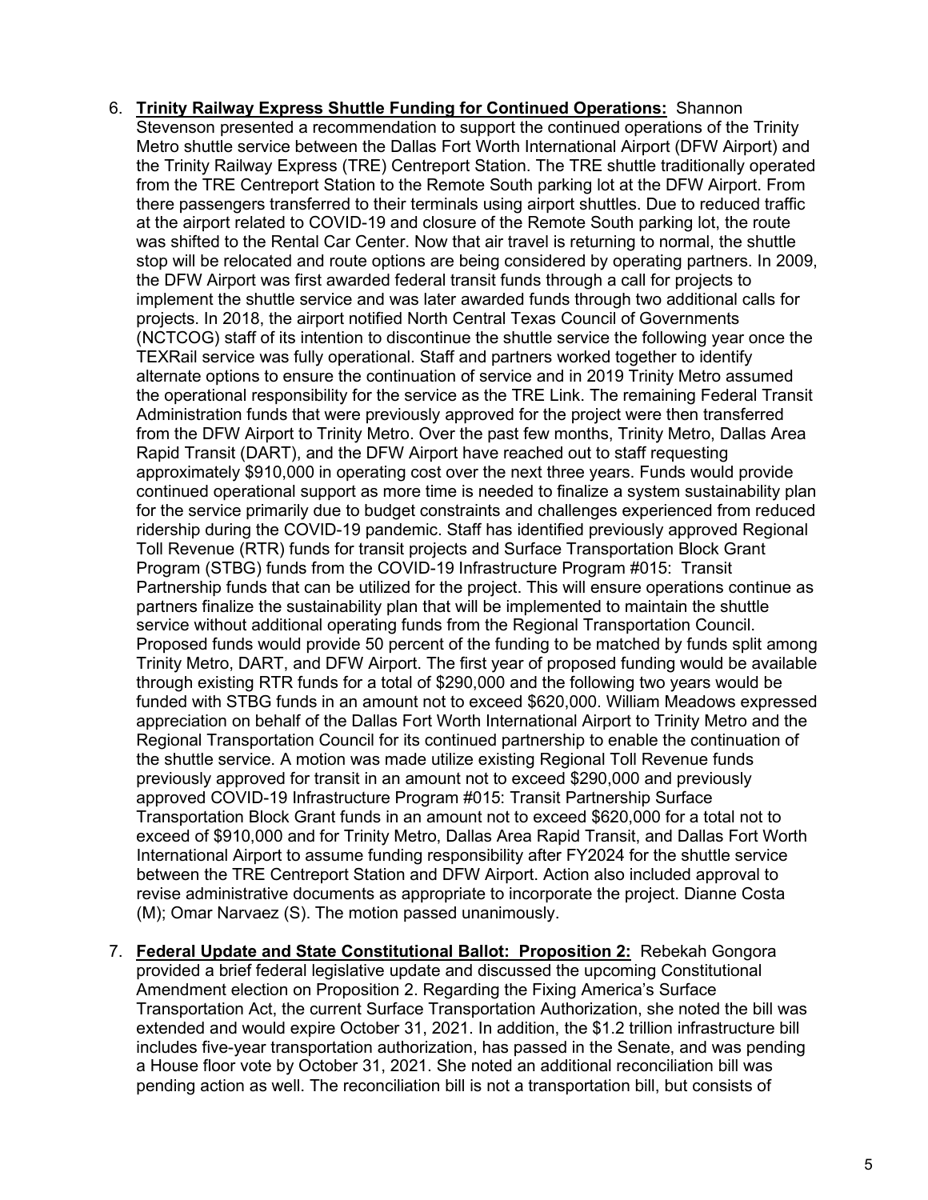6. **Trinity Railway Express Shuttle Funding for Continued Operations:** Shannon Stevenson presented a recommendation to support the continued operations of the Trinity Metro shuttle service between the Dallas Fort Worth International Airport (DFW Airport) and the Trinity Railway Express (TRE) Centreport Station. The TRE shuttle traditionally operated from the TRE Centreport Station to the Remote South parking lot at the DFW Airport. From there passengers transferred to their terminals using airport shuttles. Due to reduced traffic at the airport related to COVID-19 and closure of the Remote South parking lot, the route was shifted to the Rental Car Center. Now that air travel is returning to normal, the shuttle stop will be relocated and route options are being considered by operating partners. In 2009, the DFW Airport was first awarded federal transit funds through a call for projects to implement the shuttle service and was later awarded funds through two additional calls for projects. In 2018, the airport notified North Central Texas Council of Governments (NCTCOG) staff of its intention to discontinue the shuttle service the following year once the TEXRail service was fully operational. Staff and partners worked together to identify alternate options to ensure the continuation of service and in 2019 Trinity Metro assumed the operational responsibility for the service as the TRE Link. The remaining Federal Transit Administration funds that were previously approved for the project were then transferred from the DFW Airport to Trinity Metro. Over the past few months, Trinity Metro, Dallas Area Rapid Transit (DART), and the DFW Airport have reached out to staff requesting approximately $910,000 in operating cost over the next three years. Funds would provide continued operational support as more time is needed to finalize a system sustainability plan for the service primarily due to budget constraints and challenges experienced from reduced ridership during the COVID-19 pandemic. Staff has identified previously approved Regional Toll Revenue (RTR) funds for transit projects and Surface Transportation Block Grant Program (STBG) funds from the COVID-19 Infrastructure Program #015: Transit Partnership funds that can be utilized for the project. This will ensure operations continue as partners finalize the sustainability plan that will be implemented to maintain the shuttle service without additional operating funds from the Regional Transportation Council. Proposed funds would provide 50 percent of the funding to be matched by funds split among Trinity Metro, DART, and DFW Airport. The first year of proposed funding would be available through existing RTR funds for a total of $290,000 and the following two years would be funded with STBG funds in an amount not to exceed $620,000. William Meadows expressed appreciation on behalf of the Dallas Fort Worth International Airport to Trinity Metro and the Regional Transportation Council for its continued partnership to enable the continuation of the shuttle service. A motion was made utilize existing Regional Toll Revenue funds previously approved for transit in an amount not to exceed $290,000 and previously approved COVID-19 Infrastructure Program #015: Transit Partnership Surface Transportation Block Grant funds in an amount not to exceed $620,000 for a total not to exceed of $910,000 and for Trinity Metro, Dallas Area Rapid Transit, and Dallas Fort Worth International Airport to assume funding responsibility after FY2024 for the shuttle service between the TRE Centreport Station and DFW Airport. Action also included approval to revise administrative documents as appropriate to incorporate the project. Dianne Costa (M); Omar Narvaez (S). The motion passed unanimously.

7. **Federal Update and State Constitutional Ballot: Proposition 2:** Rebekah Gongora provided a brief federal legislative update and discussed the upcoming Constitutional Amendment election on Proposition 2. Regarding the Fixing America's Surface Transportation Act, the current Surface Transportation Authorization, she noted the bill was extended and would expire October 31, 2021. In addition, the $1.2 trillion infrastructure bill includes five-year transportation authorization, has passed in the Senate, and was pending a House floor vote by October 31, 2021. She noted an additional reconciliation bill was pending action as well. The reconciliation bill is not a transportation bill, but consists of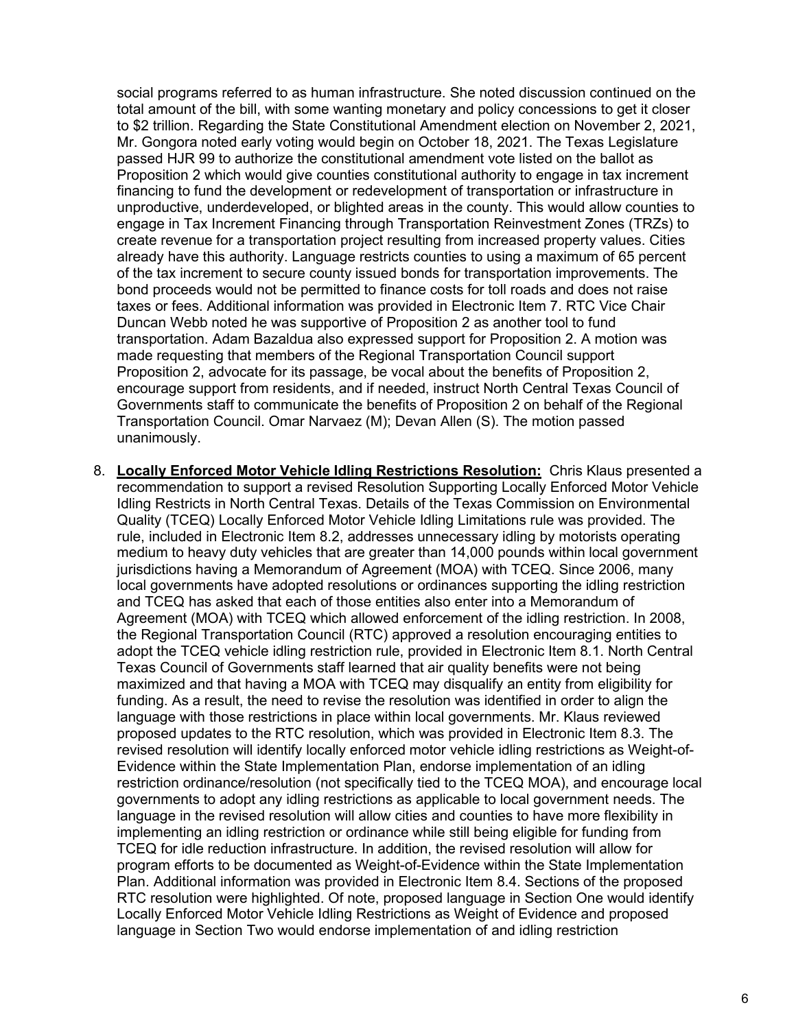social programs referred to as human infrastructure. She noted discussion continued on the total amount of the bill, with some wanting monetary and policy concessions to get it closer to $2 trillion. Regarding the State Constitutional Amendment election on November 2, 2021, Mr. Gongora noted early voting would begin on October 18, 2021. The Texas Legislature passed HJR 99 to authorize the constitutional amendment vote listed on the ballot as Proposition 2 which would give counties constitutional authority to engage in tax increment financing to fund the development or redevelopment of transportation or infrastructure in unproductive, underdeveloped, or blighted areas in the county. This would allow counties to engage in Tax Increment Financing through Transportation Reinvestment Zones (TRZs) to create revenue for a transportation project resulting from increased property values. Cities already have this authority. Language restricts counties to using a maximum of 65 percent of the tax increment to secure county issued bonds for transportation improvements. The bond proceeds would not be permitted to finance costs for toll roads and does not raise taxes or fees. Additional information was provided in Electronic Item 7. RTC Vice Chair Duncan Webb noted he was supportive of Proposition 2 as another tool to fund transportation. Adam Bazaldua also expressed support for Proposition 2. A motion was made requesting that members of the Regional Transportation Council support Proposition 2, advocate for its passage, be vocal about the benefits of Proposition 2, encourage support from residents, and if needed, instruct North Central Texas Council of Governments staff to communicate the benefits of Proposition 2 on behalf of the Regional Transportation Council. Omar Narvaez (M); Devan Allen (S). The motion passed unanimously.

8. **Locally Enforced Motor Vehicle Idling Restrictions Resolution:** Chris Klaus presented a recommendation to support a revised Resolution Supporting Locally Enforced Motor Vehicle Idling Restricts in North Central Texas. Details of the Texas Commission on Environmental Quality (TCEQ) Locally Enforced Motor Vehicle Idling Limitations rule was provided. The rule, included in Electronic Item 8.2, addresses unnecessary idling by motorists operating medium to heavy duty vehicles that are greater than 14,000 pounds within local government jurisdictions having a Memorandum of Agreement (MOA) with TCEQ. Since 2006, many local governments have adopted resolutions or ordinances supporting the idling restriction and TCEQ has asked that each of those entities also enter into a Memorandum of Agreement (MOA) with TCEQ which allowed enforcement of the idling restriction. In 2008, the Regional Transportation Council (RTC) approved a resolution encouraging entities to adopt the TCEQ vehicle idling restriction rule, provided in Electronic Item 8.1. North Central Texas Council of Governments staff learned that air quality benefits were not being maximized and that having a MOA with TCEQ may disqualify an entity from eligibility for funding. As a result, the need to revise the resolution was identified in order to align the language with those restrictions in place within local governments. Mr. Klaus reviewed proposed updates to the RTC resolution, which was provided in Electronic Item 8.3. The revised resolution will identify locally enforced motor vehicle idling restrictions as Weight-of-Evidence within the State Implementation Plan, endorse implementation of an idling restriction ordinance/resolution (not specifically tied to the TCEQ MOA), and encourage local governments to adopt any idling restrictions as applicable to local government needs. The language in the revised resolution will allow cities and counties to have more flexibility in implementing an idling restriction or ordinance while still being eligible for funding from TCEQ for idle reduction infrastructure. In addition, the revised resolution will allow for program efforts to be documented as Weight-of-Evidence within the State Implementation Plan. Additional information was provided in Electronic Item 8.4. Sections of the proposed RTC resolution were highlighted. Of note, proposed language in Section One would identify Locally Enforced Motor Vehicle Idling Restrictions as Weight of Evidence and proposed language in Section Two would endorse implementation of and idling restriction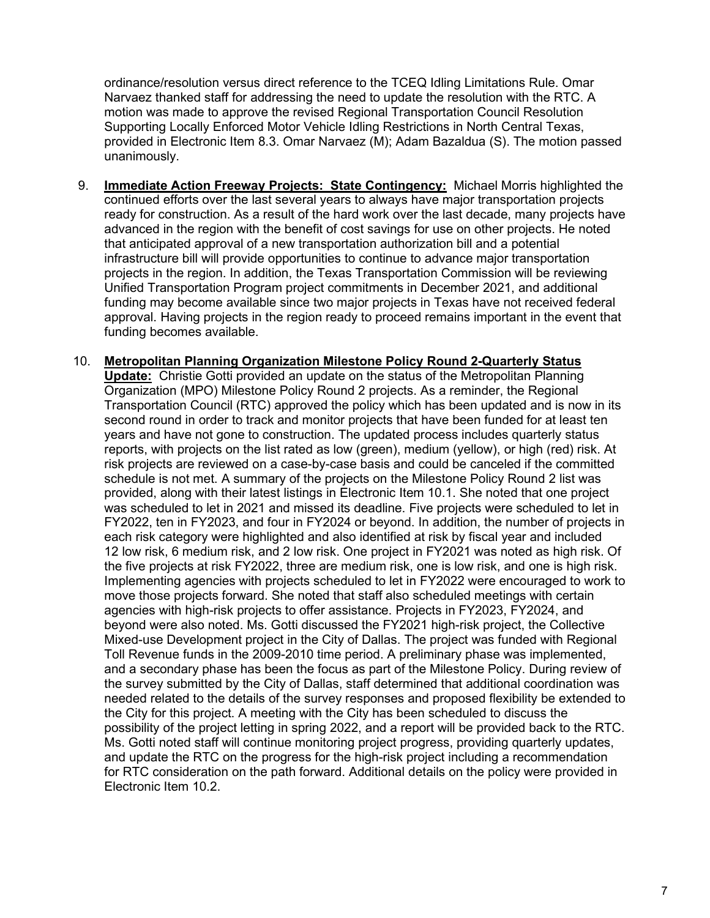ordinance/resolution versus direct reference to the TCEQ Idling Limitations Rule. Omar Narvaez thanked staff for addressing the need to update the resolution with the RTC. A motion was made to approve the revised Regional Transportation Council Resolution Supporting Locally Enforced Motor Vehicle Idling Restrictions in North Central Texas, provided in Electronic Item 8.3. Omar Narvaez (M); Adam Bazaldua (S). The motion passed unanimously.

9. **Immediate Action Freeway Projects: State Contingency:** Michael Morris highlighted the continued efforts over the last several years to always have major transportation projects ready for construction. As a result of the hard work over the last decade, many projects have advanced in the region with the benefit of cost savings for use on other projects. He noted that anticipated approval of a new transportation authorization bill and a potential infrastructure bill will provide opportunities to continue to advance major transportation projects in the region. In addition, the Texas Transportation Commission will be reviewing Unified Transportation Program project commitments in December 2021, and additional funding may become available since two major projects in Texas have not received federal approval. Having projects in the region ready to proceed remains important in the event that funding becomes available.

10. **Metropolitan Planning Organization Milestone Policy Round 2-Quarterly Status Update:** Christie Gotti provided an update on the status of the Metropolitan Planning Organization (MPO) Milestone Policy Round 2 projects. As a reminder, the Regional Transportation Council (RTC) approved the policy which has been updated and is now in its second round in order to track and monitor projects that have been funded for at least ten years and have not gone to construction. The updated process includes quarterly status reports, with projects on the list rated as low (green), medium (yellow), or high (red) risk. At risk projects are reviewed on a case-by-case basis and could be canceled if the committed schedule is not met. A summary of the projects on the Milestone Policy Round 2 list was provided, along with their latest listings in Electronic Item 10.1. She noted that one project was scheduled to let in 2021 and missed its deadline. Five projects were scheduled to let in FY2022, ten in FY2023, and four in FY2024 or beyond. In addition, the number of projects in each risk category were highlighted and also identified at risk by fiscal year and included 12 low risk, 6 medium risk, and 2 low risk. One project in FY2021 was noted as high risk. Of the five projects at risk FY2022, three are medium risk, one is low risk, and one is high risk. Implementing agencies with projects scheduled to let in FY2022 were encouraged to work to move those projects forward. She noted that staff also scheduled meetings with certain agencies with high-risk projects to offer assistance. Projects in FY2023, FY2024, and beyond were also noted. Ms. Gotti discussed the FY2021 high-risk project, the Collective Mixed-use Development project in the City of Dallas. The project was funded with Regional Toll Revenue funds in the 2009-2010 time period. A preliminary phase was implemented, and a secondary phase has been the focus as part of the Milestone Policy. During review of the survey submitted by the City of Dallas, staff determined that additional coordination was needed related to the details of the survey responses and proposed flexibility be extended to the City for this project. A meeting with the City has been scheduled to discuss the possibility of the project letting in spring 2022, and a report will be provided back to the RTC. Ms. Gotti noted staff will continue monitoring project progress, providing quarterly updates, and update the RTC on the progress for the high-risk project including a recommendation for RTC consideration on the path forward. Additional details on the policy were provided in Electronic Item 10.2.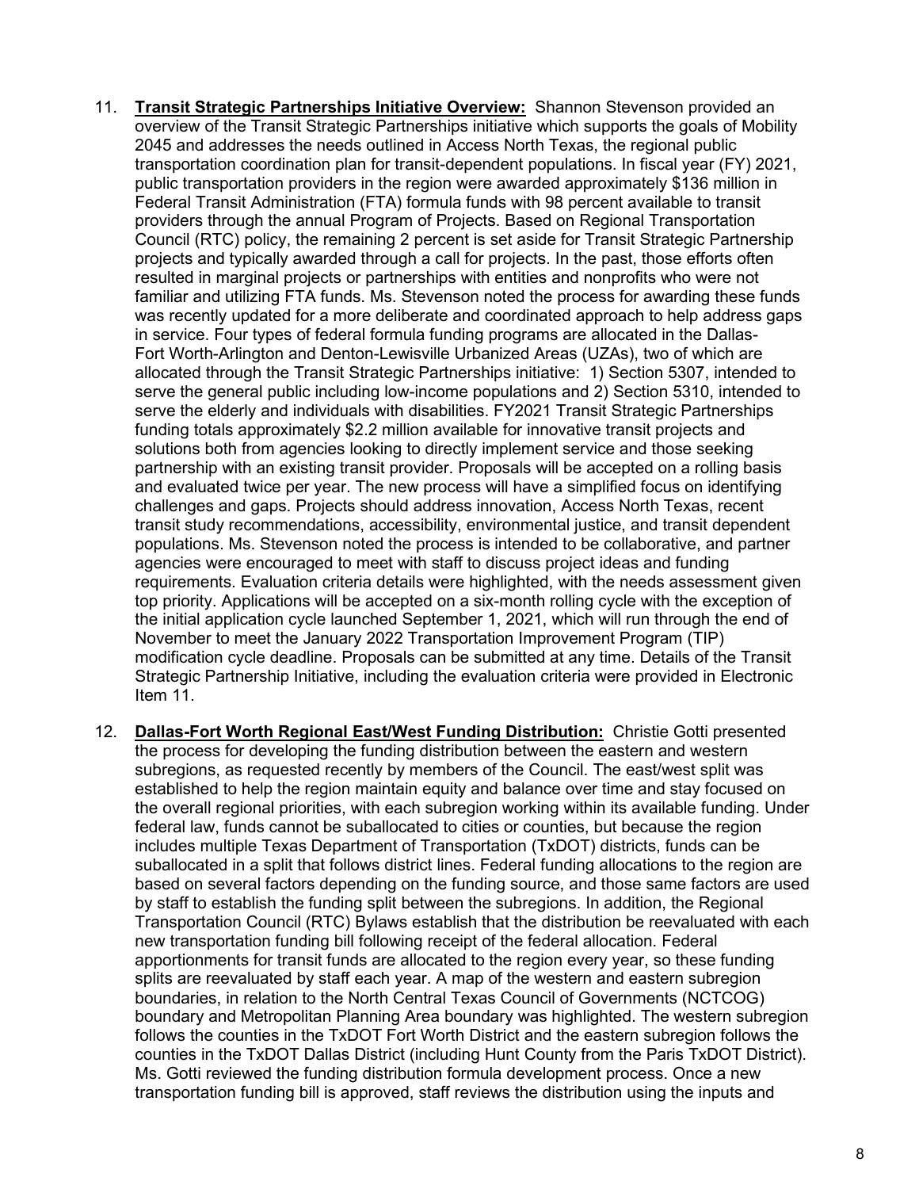11. **<u>Transit Strategic Partnerships Initiative Overview:</u>** Shannon Stevenson provided an overview of the Transit Strategic Partnerships initiative which supports the goals of Mobility 2045 and addresses the needs outlined in Access North Texas, the regional public transportation coordination plan for transit-dependent populations. In fiscal year (FY) 2021, public transportation providers in the region were awarded approximately $136 million in Federal Transit Administration (FTA) formula funds with 98 percent available to transit providers through the annual Program of Projects. Based on Regional Transportation Council (RTC) policy, the remaining 2 percent is set aside for Transit Strategic Partnership projects and typically awarded through a call for projects. In the past, those efforts often resulted in marginal projects or partnerships with entities and nonprofits who were not familiar and utilizing FTA funds. Ms. Stevenson noted the process for awarding these funds was recently updated for a more deliberate and coordinated approach to help address gaps in service. Four types of federal formula funding programs are allocated in the Dallas-Fort Worth-Arlington and Denton-Lewisville Urbanized Areas (UZAs), two of which are allocated through the Transit Strategic Partnerships initiative: 1) Section 5307, intended to serve the general public including low-income populations and 2) Section 5310, intended to serve the elderly and individuals with disabilities. FY2021 Transit Strategic Partnerships funding totals approximately $2.2 million available for innovative transit projects and solutions both from agencies looking to directly implement service and those seeking partnership with an existing transit provider. Proposals will be accepted on a rolling basis and evaluated twice per year. The new process will have a simplified focus on identifying challenges and gaps. Projects should address innovation, Access North Texas, recent transit study recommendations, accessibility, environmental justice, and transit dependent populations. Ms. Stevenson noted the process is intended to be collaborative, and partner agencies were encouraged to meet with staff to discuss project ideas and funding requirements. Evaluation criteria details were highlighted, with the needs assessment given top priority. Applications will be accepted on a six-month rolling cycle with the exception of the initial application cycle launched September 1, 2021, which will run through the end of November to meet the January 2022 Transportation Improvement Program (TIP) modification cycle deadline. Proposals can be submitted at any time. Details of the Transit Strategic Partnership Initiative, including the evaluation criteria were provided in Electronic Item 11.

12. **<u>Dallas-Fort Worth Regional East/West Funding Distribution:</u>** Christie Gotti presented the process for developing the funding distribution between the eastern and western subregions, as requested recently by members of the Council. The east/west split was established to help the region maintain equity and balance over time and stay focused on the overall regional priorities, with each subregion working within its available funding. Under federal law, funds cannot be suballocated to cities or counties, but because the region includes multiple Texas Department of Transportation (TxDOT) districts, funds can be suballocated in a split that follows district lines. Federal funding allocations to the region are based on several factors depending on the funding source, and those same factors are used by staff to establish the funding split between the subregions. In addition, the Regional Transportation Council (RTC) Bylaws establish that the distribution be reevaluated with each new transportation funding bill following receipt of the federal allocation. Federal apportionments for transit funds are allocated to the region every year, so these funding splits are reevaluated by staff each year. A map of the western and eastern subregion boundaries, in relation to the North Central Texas Council of Governments (NCTCOG) boundary and Metropolitan Planning Area boundary was highlighted. The western subregion follows the counties in the TxDOT Fort Worth District and the eastern subregion follows the counties in the TxDOT Dallas District (including Hunt County from the Paris TxDOT District). Ms. Gotti reviewed the funding distribution formula development process. Once a new transportation funding bill is approved, staff reviews the distribution using the inputs and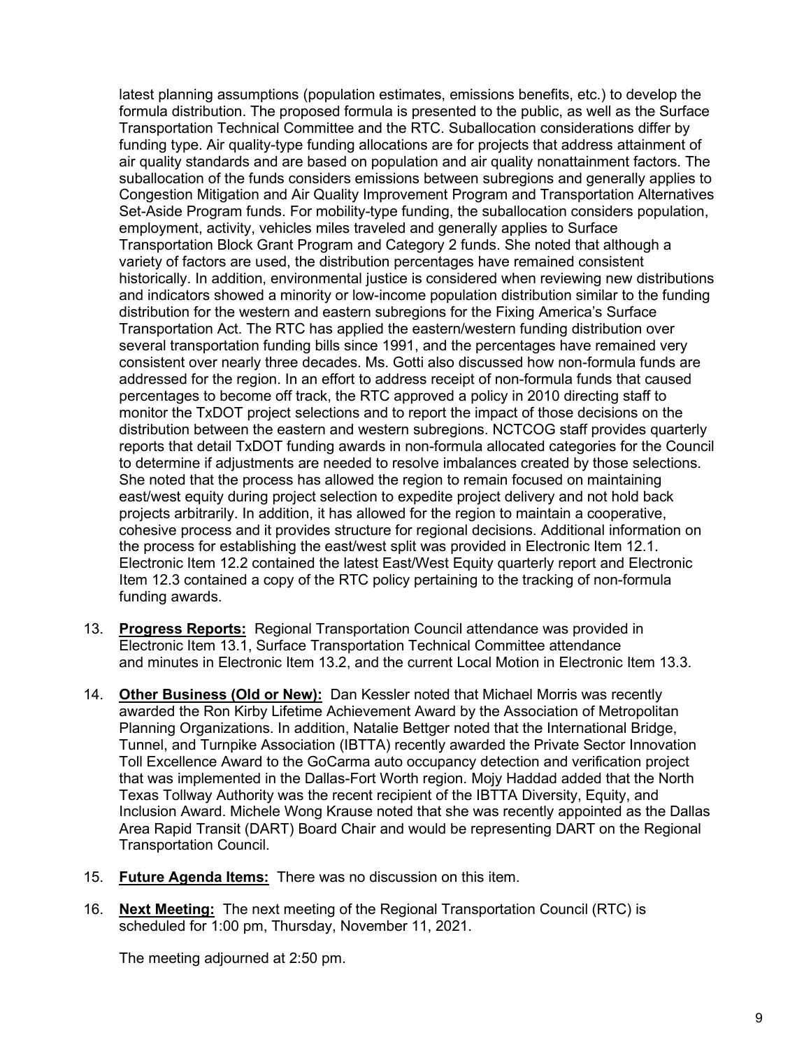latest planning assumptions (population estimates, emissions benefits, etc.) to develop the formula distribution. The proposed formula is presented to the public, as well as the Surface Transportation Technical Committee and the RTC. Suballocation considerations differ by funding type. Air quality-type funding allocations are for projects that address attainment of air quality standards and are based on population and air quality nonattainment factors. The suballocation of the funds considers emissions between subregions and generally applies to Congestion Mitigation and Air Quality Improvement Program and Transportation Alternatives Set-Aside Program funds. For mobility-type funding, the suballocation considers population, employment, activity, vehicles miles traveled and generally applies to Surface Transportation Block Grant Program and Category 2 funds. She noted that although a variety of factors are used, the distribution percentages have remained consistent historically. In addition, environmental justice is considered when reviewing new distributions and indicators showed a minority or low-income population distribution similar to the funding distribution for the western and eastern subregions for the Fixing America's Surface Transportation Act. The RTC has applied the eastern/western funding distribution over several transportation funding bills since 1991, and the percentages have remained very consistent over nearly three decades. Ms. Gotti also discussed how non-formula funds are addressed for the region. In an effort to address receipt of non-formula funds that caused percentages to become off track, the RTC approved a policy in 2010 directing staff to monitor the TxDOT project selections and to report the impact of those decisions on the distribution between the eastern and western subregions. NCTCOG staff provides quarterly reports that detail TxDOT funding awards in non-formula allocated categories for the Council to determine if adjustments are needed to resolve imbalances created by those selections. She noted that the process has allowed the region to remain focused on maintaining east/west equity during project selection to expedite project delivery and not hold back projects arbitrarily. In addition, it has allowed for the region to maintain a cooperative, cohesive process and it provides structure for regional decisions. Additional information on the process for establishing the east/west split was provided in Electronic Item 12.1. Electronic Item 12.2 contained the latest East/West Equity quarterly report and Electronic Item 12.3 contained a copy of the RTC policy pertaining to the tracking of non-formula funding awards.

13. **Progress Reports:** Regional Transportation Council attendance was provided in Electronic Item 13.1, Surface Transportation Technical Committee attendance and minutes in Electronic Item 13.2, and the current Local Motion in Electronic Item 13.3.

14. **Other Business (Old or New):** Dan Kessler noted that Michael Morris was recently awarded the Ron Kirby Lifetime Achievement Award by the Association of Metropolitan Planning Organizations. In addition, Natalie Bettger noted that the International Bridge, Tunnel, and Turnpike Association (IBTTA) recently awarded the Private Sector Innovation Toll Excellence Award to the GoCarma auto occupancy detection and verification project that was implemented in the Dallas-Fort Worth region. Mojy Haddad added that the North Texas Tollway Authority was the recent recipient of the IBTTA Diversity, Equity, and Inclusion Award. Michele Wong Krause noted that she was recently appointed as the Dallas Area Rapid Transit (DART) Board Chair and would be representing DART on the Regional Transportation Council.

15. **Future Agenda Items:** There was no discussion on this item.

16. **Next Meeting:** The next meeting of the Regional Transportation Council (RTC) is scheduled for 1:00 pm, Thursday, November 11, 2021.

    The meeting adjourned at 2:50 pm.